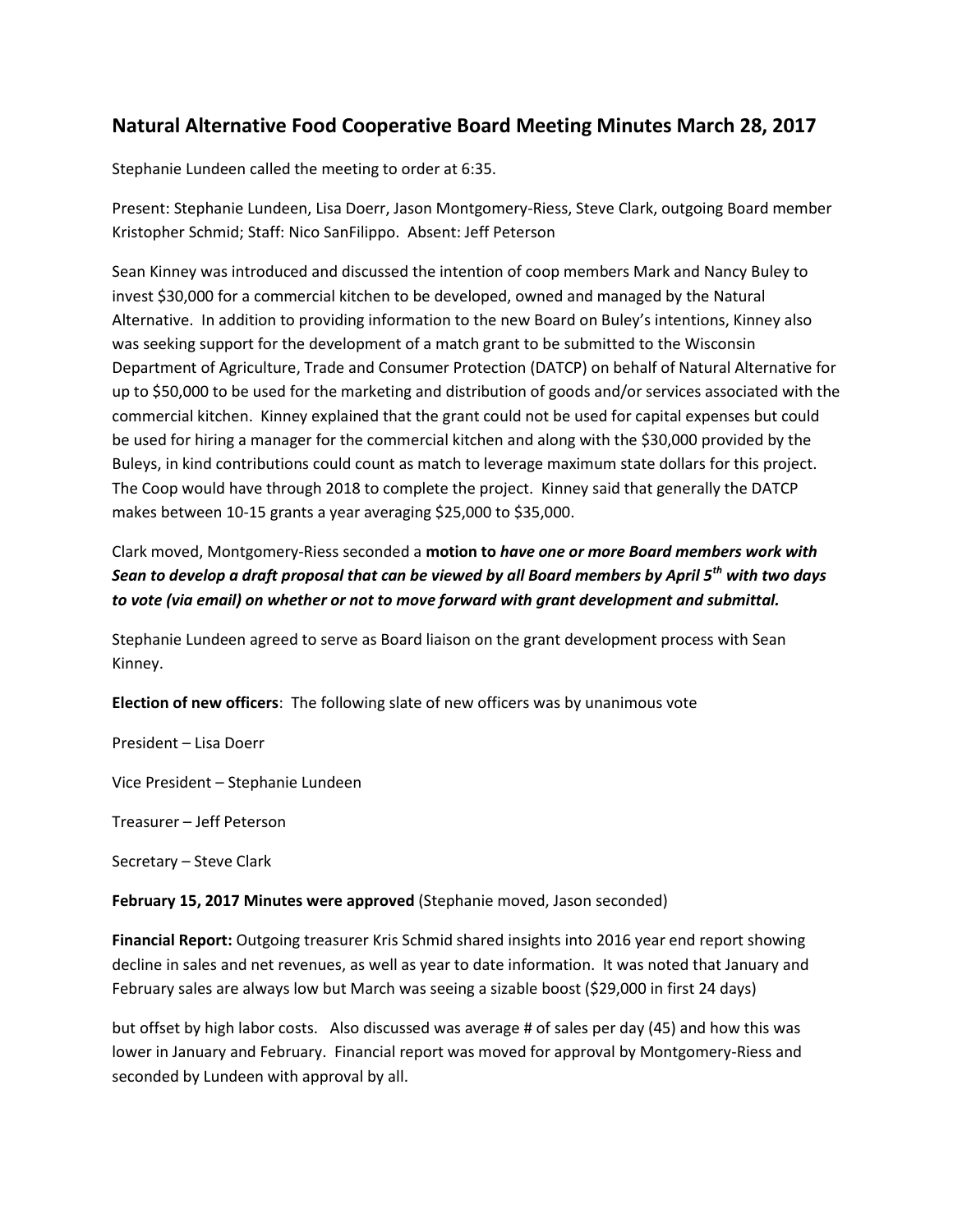# Natural Alternative Food Cooperative Board Meeting Minutes March 28, 2017

Stephanie Lundeen called the meeting to order at 6:35.

Present: Stephanie Lundeen, Lisa Doerr, Jason Montgomery-Riess, Steve Clark, outgoing Board member Kristopher Schmid; Staff: Nico SanFilippo. Absent: Jeff Peterson

Sean Kinney was introduced and discussed the intention of coop members Mark and Nancy Buley to invest $30,000 for a commercial kitchen to be developed, owned and managed by the Natural Alternative. In addition to providing information to the new Board on Buley's intentions, Kinney also was seeking support for the development of a match grant to be submitted to the Wisconsin Department of Agriculture, Trade and Consumer Protection (DATCP) on behalf of Natural Alternative for up to $50,000 to be used for the marketing and distribution of goods and/or services associated with the commercial kitchen. Kinney explained that the grant could not be used for capital expenses but could be used for hiring a manager for the commercial kitchen and along with the $30,000 provided by the Buleys, in kind contributions could count as match to leverage maximum state dollars for this project. The Coop would have through 2018 to complete the project. Kinney said that generally the DATCP makes between 10-15 grants a year averaging $25,000 to $35,000.

Clark moved, Montgomery-Riess seconded a **motion to *have one or more Board members work with Sean to develop a draft proposal that can be viewed by all Board members by April 5th with two days to vote (via email) on whether or not to move forward with grant development and submittal.***

Stephanie Lundeen agreed to serve as Board liaison on the grant development process with Sean Kinney.

**Election of new officers**: The following slate of new officers was by unanimous vote

President – Lisa Doerr

Vice President – Stephanie Lundeen

Treasurer – Jeff Peterson

Secretary – Steve Clark

**February 15, 2017 Minutes were approved** (Stephanie moved, Jason seconded)

**Financial Report:** Outgoing treasurer Kris Schmid shared insights into 2016 year end report showing decline in sales and net revenues, as well as year to date information. It was noted that January and February sales are always low but March was seeing a sizable boost ($29,000 in first 24 days) but offset by high labor costs. Also discussed was average # of sales per day (45) and how this was lower in January and February. Financial report was moved for approval by Montgomery-Riess and seconded by Lundeen with approval by all.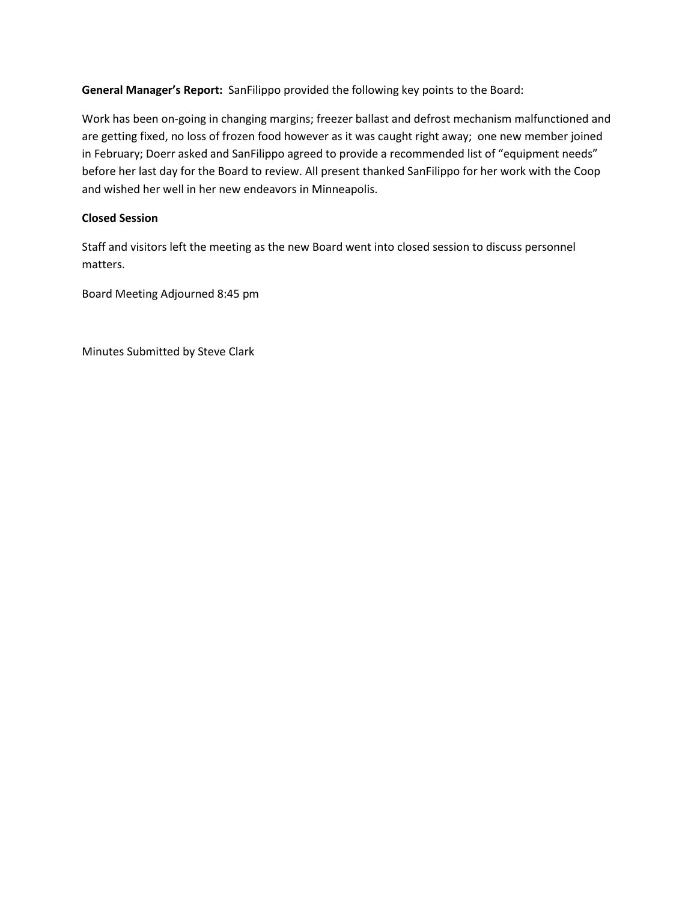**General Manager's Report:** SanFilippo provided the following key points to the Board:

Work has been on-going in changing margins; freezer ballast and defrost mechanism malfunctioned and are getting fixed, no loss of frozen food however as it was caught right away; one new member joined in February; Doerr asked and SanFilippo agreed to provide a recommended list of "equipment needs" before her last day for the Board to review. All present thanked SanFilippo for her work with the Coop and wished her well in her new endeavors in Minneapolis.

**Closed Session**

Staff and visitors left the meeting as the new Board went into closed session to discuss personnel matters.

Board Meeting Adjourned 8:45 pm

Minutes Submitted by Steve Clark